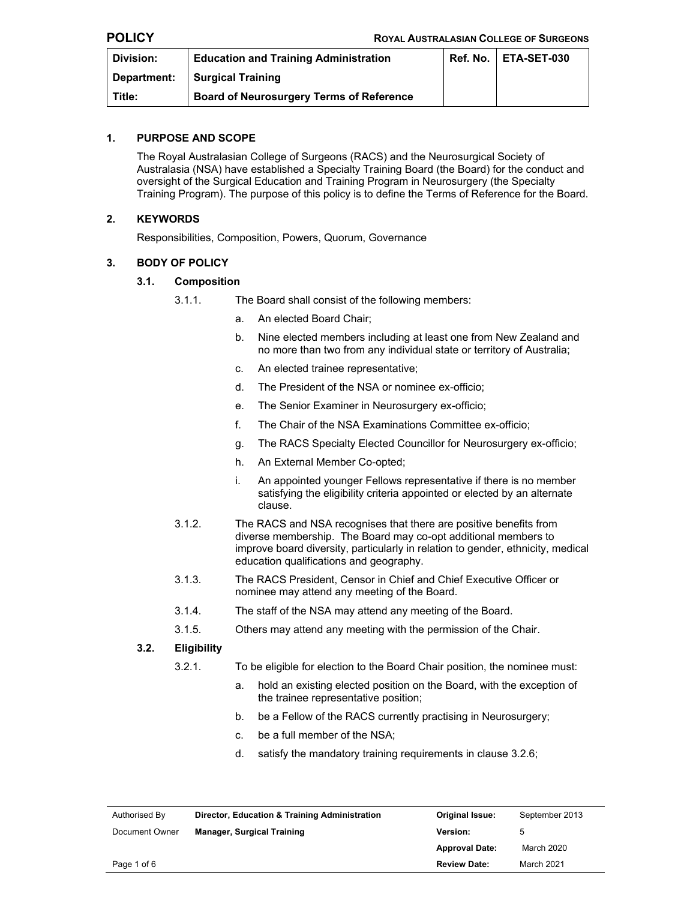**POLICY** — **ROYAL AUSTRALASIAN COLLEGE OF SURGEONS**

| Division: | Education and Training Administration | Ref. No. | ETA-SET-030 |
|---|---|---|---|
| Department: | Surgical Training | | |
| Title: | Board of Neurosurgery Terms of Reference | | |

## 1. PURPOSE AND SCOPE

The Royal Australasian College of Surgeons (RACS) and the Neurosurgical Society of Australasia (NSA) have established a Specialty Training Board (the Board) for the conduct and oversight of the Surgical Education and Training Program in Neurosurgery (the Specialty Training Program). The purpose of this policy is to define the Terms of Reference for the Board.

## 2. KEYWORDS

Responsibilities, Composition, Powers, Quorum, Governance

## 3. BODY OF POLICY

### 3.1. Composition

3.1.1. The Board shall consist of the following members:

a. An elected Board Chair;

b. Nine elected members including at least one from New Zealand and no more than two from any individual state or territory of Australia;

c. An elected trainee representative;

d. The President of the NSA or nominee ex-officio;

e. The Senior Examiner in Neurosurgery ex-officio;

f. The Chair of the NSA Examinations Committee ex-officio;

g. The RACS Specialty Elected Councillor for Neurosurgery ex-officio;

h. An External Member Co-opted;

i. An appointed younger Fellows representative if there is no member satisfying the eligibility criteria appointed or elected by an alternate clause.

3.1.2. The RACS and NSA recognises that there are positive benefits from diverse membership. The Board may co-opt additional members to improve board diversity, particularly in relation to gender, ethnicity, medical education qualifications and geography.

3.1.3. The RACS President, Censor in Chief and Chief Executive Officer or nominee may attend any meeting of the Board.

3.1.4. The staff of the NSA may attend any meeting of the Board.

3.1.5. Others may attend any meeting with the permission of the Chair.

### 3.2. Eligibility

3.2.1. To be eligible for election to the Board Chair position, the nominee must:

a. hold an existing elected position on the Board, with the exception of the trainee representative position;

b. be a Fellow of the RACS currently practising in Neurosurgery;

c. be a full member of the NSA;

d. satisfy the mandatory training requirements in clause 3.2.6;

| Authorised By | Director, Education & Training Administration | Original Issue: | September 2013 |
|---|---|---|---|
| Document Owner | Manager, Surgical Training | Version: | 5 |
| | | Approval Date: | March 2020 |
| | | Review Date: | March 2021 |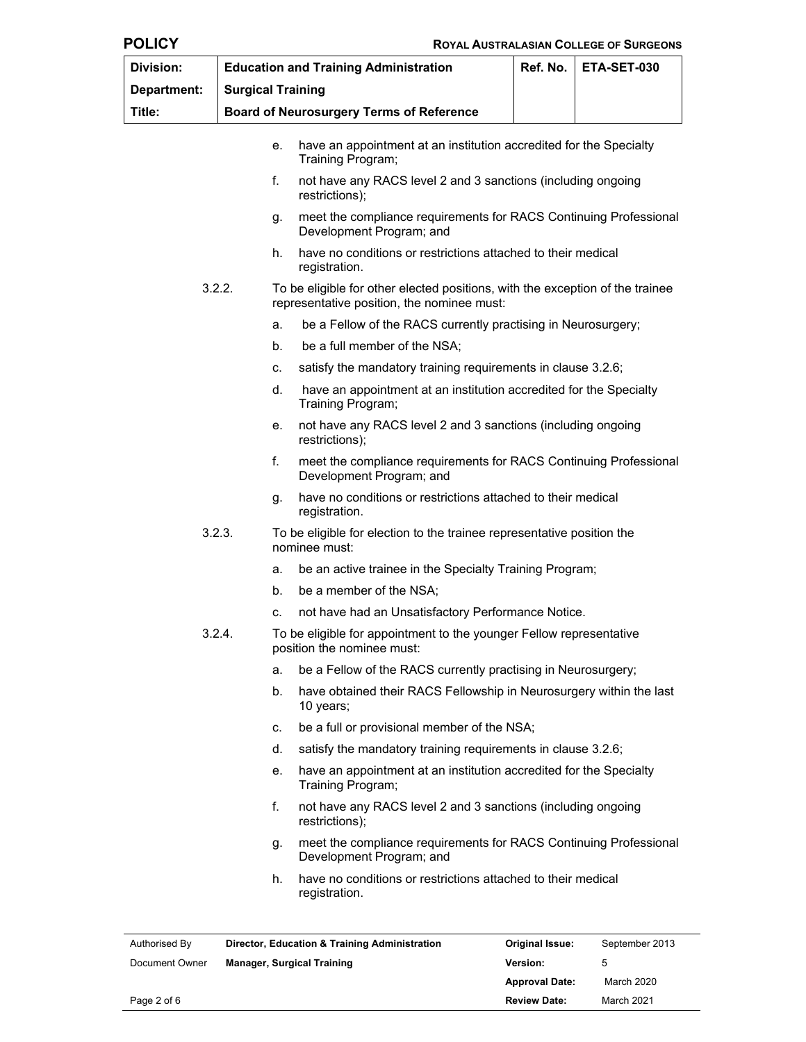e. have an appointment at an institution accredited for the Specialty Training Program;

f. not have any RACS level 2 and 3 sanctions (including ongoing restrictions);

g. meet the compliance requirements for RACS Continuing Professional Development Program; and

h. have no conditions or restrictions attached to their medical registration.

3.2.2. To be eligible for other elected positions, with the exception of the trainee representative position, the nominee must:

a. be a Fellow of the RACS currently practising in Neurosurgery;

b. be a full member of the NSA;

c. satisfy the mandatory training requirements in clause 3.2.6;

d. have an appointment at an institution accredited for the Specialty Training Program;

e. not have any RACS level 2 and 3 sanctions (including ongoing restrictions);

f. meet the compliance requirements for RACS Continuing Professional Development Program; and

g. have no conditions or restrictions attached to their medical registration.

3.2.3. To be eligible for election to the trainee representative position the nominee must:

a. be an active trainee in the Specialty Training Program;

b. be a member of the NSA;

c. not have had an Unsatisfactory Performance Notice.

3.2.4. To be eligible for appointment to the younger Fellow representative position the nominee must:

a. be a Fellow of the RACS currently practising in Neurosurgery;

b. have obtained their RACS Fellowship in Neurosurgery within the last 10 years;

c. be a full or provisional member of the NSA;

d. satisfy the mandatory training requirements in clause 3.2.6;

e. have an appointment at an institution accredited for the Specialty Training Program;

f. not have any RACS level 2 and 3 sanctions (including ongoing restrictions);

g. meet the compliance requirements for RACS Continuing Professional Development Program; and

h. have no conditions or restrictions attached to their medical registration.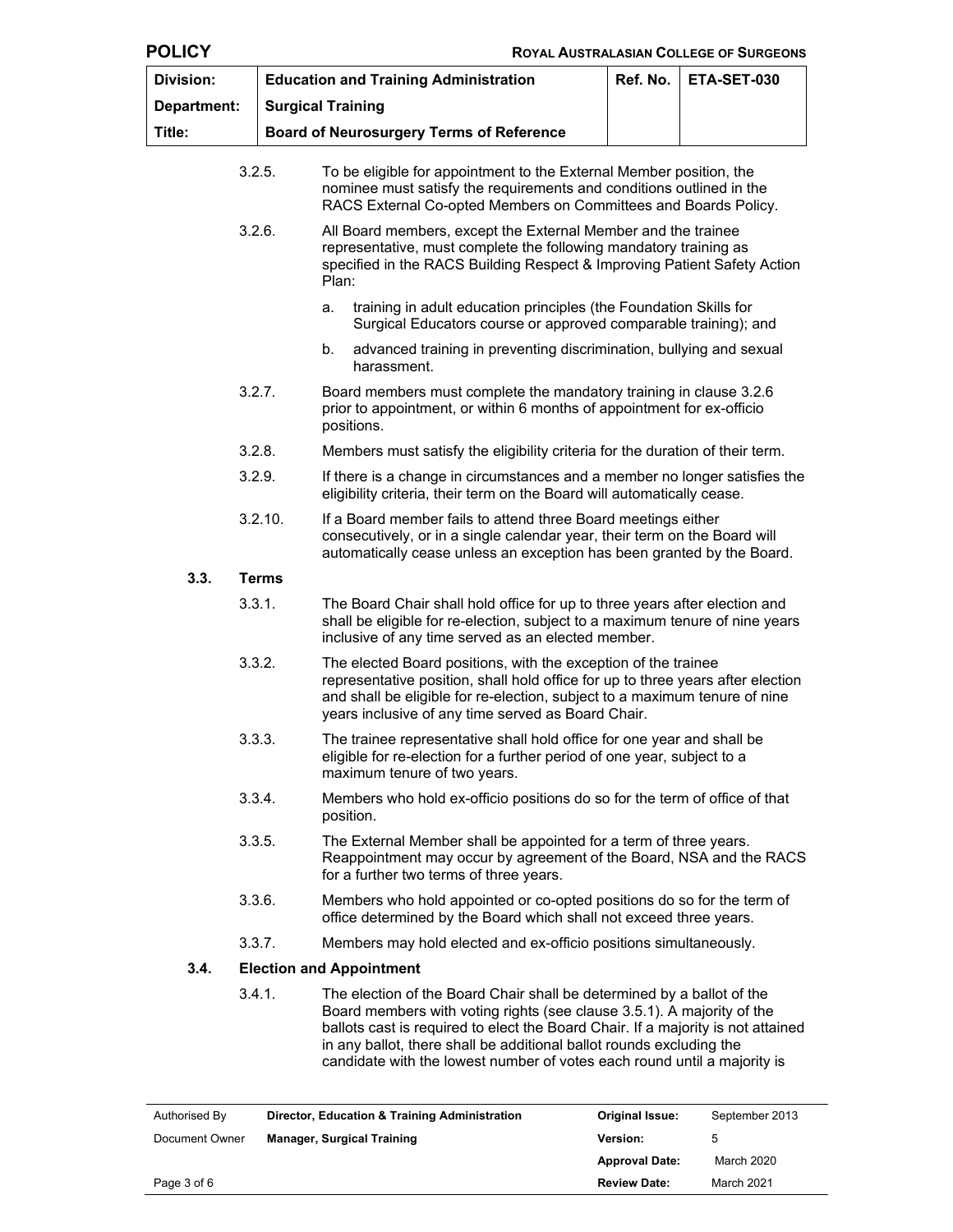3.2.5. To be eligible for appointment to the External Member position, the nominee must satisfy the requirements and conditions outlined in the RACS External Co-opted Members on Committees and Boards Policy.

3.2.6. All Board members, except the External Member and the trainee representative, must complete the following mandatory training as specified in the RACS Building Respect & Improving Patient Safety Action Plan:

a. training in adult education principles (the Foundation Skills for Surgical Educators course or approved comparable training); and

b. advanced training in preventing discrimination, bullying and sexual harassment.

3.2.7. Board members must complete the mandatory training in clause 3.2.6 prior to appointment, or within 6 months of appointment for ex-officio positions.

3.2.8. Members must satisfy the eligibility criteria for the duration of their term.

3.2.9. If there is a change in circumstances and a member no longer satisfies the eligibility criteria, their term on the Board will automatically cease.

3.2.10. If a Board member fails to attend three Board meetings either consecutively, or in a single calendar year, their term on the Board will automatically cease unless an exception has been granted by the Board.

### 3.3. Terms

3.3.1. The Board Chair shall hold office for up to three years after election and shall be eligible for re-election, subject to a maximum tenure of nine years inclusive of any time served as an elected member.

3.3.2. The elected Board positions, with the exception of the trainee representative position, shall hold office for up to three years after election and shall be eligible for re-election, subject to a maximum tenure of nine years inclusive of any time served as Board Chair.

3.3.3. The trainee representative shall hold office for one year and shall be eligible for re-election for a further period of one year, subject to a maximum tenure of two years.

3.3.4. Members who hold ex-officio positions do so for the term of office of that position.

3.3.5. The External Member shall be appointed for a term of three years. Reappointment may occur by agreement of the Board, NSA and the RACS for a further two terms of three years.

3.3.6. Members who hold appointed or co-opted positions do so for the term of office determined by the Board which shall not exceed three years.

3.3.7. Members may hold elected and ex-officio positions simultaneously.

### 3.4. Election and Appointment

3.4.1. The election of the Board Chair shall be determined by a ballot of the Board members with voting rights (see clause 3.5.1). A majority of the ballots cast is required to elect the Board Chair. If a majority is not attained in any ballot, there shall be additional ballot rounds excluding the candidate with the lowest number of votes each round until a majority is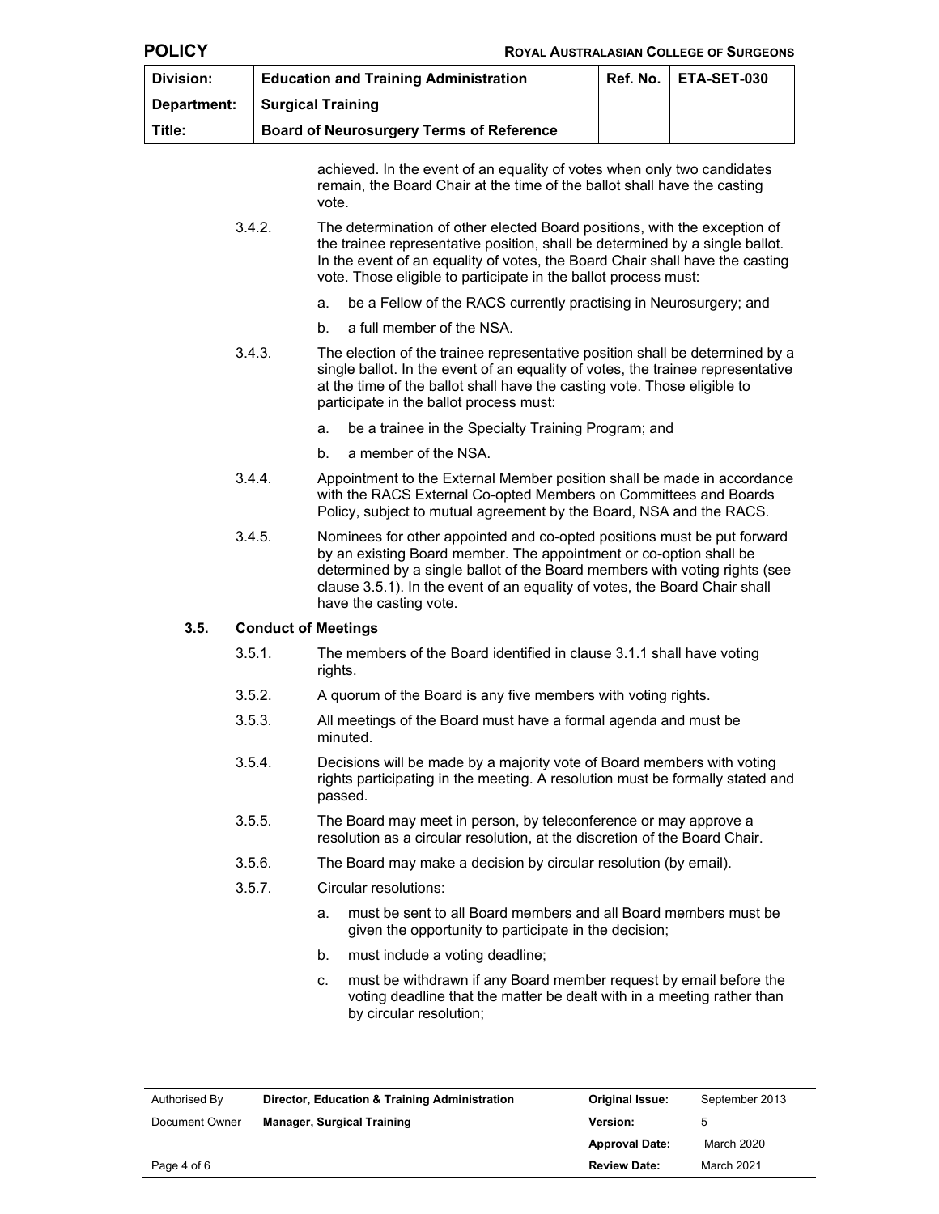achieved. In the event of an equality of votes when only two candidates remain, the Board Chair at the time of the ballot shall have the casting vote.

3.4.2. The determination of other elected Board positions, with the exception of the trainee representative position, shall be determined by a single ballot. In the event of an equality of votes, the Board Chair shall have the casting vote. Those eligible to participate in the ballot process must:

a. be a Fellow of the RACS currently practising in Neurosurgery; and

b. a full member of the NSA.

3.4.3. The election of the trainee representative position shall be determined by a single ballot. In the event of an equality of votes, the trainee representative at the time of the ballot shall have the casting vote. Those eligible to participate in the ballot process must:

a. be a trainee in the Specialty Training Program; and

b. a member of the NSA.

3.4.4. Appointment to the External Member position shall be made in accordance with the RACS External Co-opted Members on Committees and Boards Policy, subject to mutual agreement by the Board, NSA and the RACS.

3.4.5. Nominees for other appointed and co-opted positions must be put forward by an existing Board member. The appointment or co-option shall be determined by a single ballot of the Board members with voting rights (see clause 3.5.1). In the event of an equality of votes, the Board Chair shall have the casting vote.

### 3.5. Conduct of Meetings

3.5.1. The members of the Board identified in clause 3.1.1 shall have voting rights.

3.5.2. A quorum of the Board is any five members with voting rights.

3.5.3. All meetings of the Board must have a formal agenda and must be minuted.

3.5.4. Decisions will be made by a majority vote of Board members with voting rights participating in the meeting. A resolution must be formally stated and passed.

3.5.5. The Board may meet in person, by teleconference or may approve a resolution as a circular resolution, at the discretion of the Board Chair.

3.5.6. The Board may make a decision by circular resolution (by email).

3.5.7. Circular resolutions:

a. must be sent to all Board members and all Board members must be given the opportunity to participate in the decision;

b. must include a voting deadline;

c. must be withdrawn if any Board member request by email before the voting deadline that the matter be dealt with in a meeting rather than by circular resolution;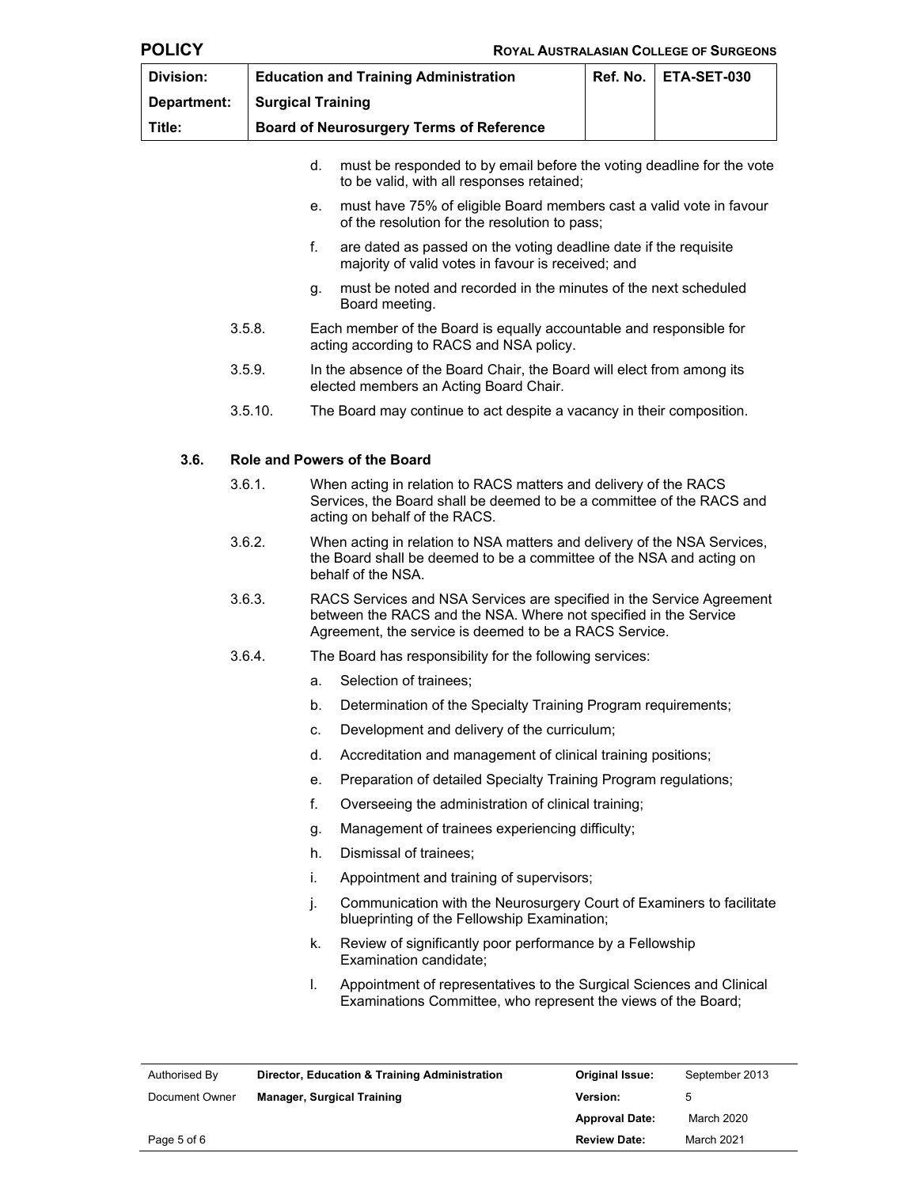d. must be responded to by email before the voting deadline for the vote to be valid, with all responses retained;

e. must have 75% of eligible Board members cast a valid vote in favour of the resolution for the resolution to pass;

f. are dated as passed on the voting deadline date if the requisite majority of valid votes in favour is received; and

g. must be noted and recorded in the minutes of the next scheduled Board meeting.

3.5.8. Each member of the Board is equally accountable and responsible for acting according to RACS and NSA policy.

3.5.9. In the absence of the Board Chair, the Board will elect from among its elected members an Acting Board Chair.

3.5.10. The Board may continue to act despite a vacancy in their composition.

### 3.6. Role and Powers of the Board

3.6.1. When acting in relation to RACS matters and delivery of the RACS Services, the Board shall be deemed to be a committee of the RACS and acting on behalf of the RACS.

3.6.2. When acting in relation to NSA matters and delivery of the NSA Services, the Board shall be deemed to be a committee of the NSA and acting on behalf of the NSA.

3.6.3. RACS Services and NSA Services are specified in the Service Agreement between the RACS and the NSA. Where not specified in the Service Agreement, the service is deemed to be a RACS Service.

3.6.4. The Board has responsibility for the following services:

a. Selection of trainees;

b. Determination of the Specialty Training Program requirements;

c. Development and delivery of the curriculum;

d. Accreditation and management of clinical training positions;

e. Preparation of detailed Specialty Training Program regulations;

f. Overseeing the administration of clinical training;

g. Management of trainees experiencing difficulty;

h. Dismissal of trainees;

i. Appointment and training of supervisors;

j. Communication with the Neurosurgery Court of Examiners to facilitate blueprinting of the Fellowship Examination;

k. Review of significantly poor performance by a Fellowship Examination candidate;

l. Appointment of representatives to the Surgical Sciences and Clinical Examinations Committee, who represent the views of the Board;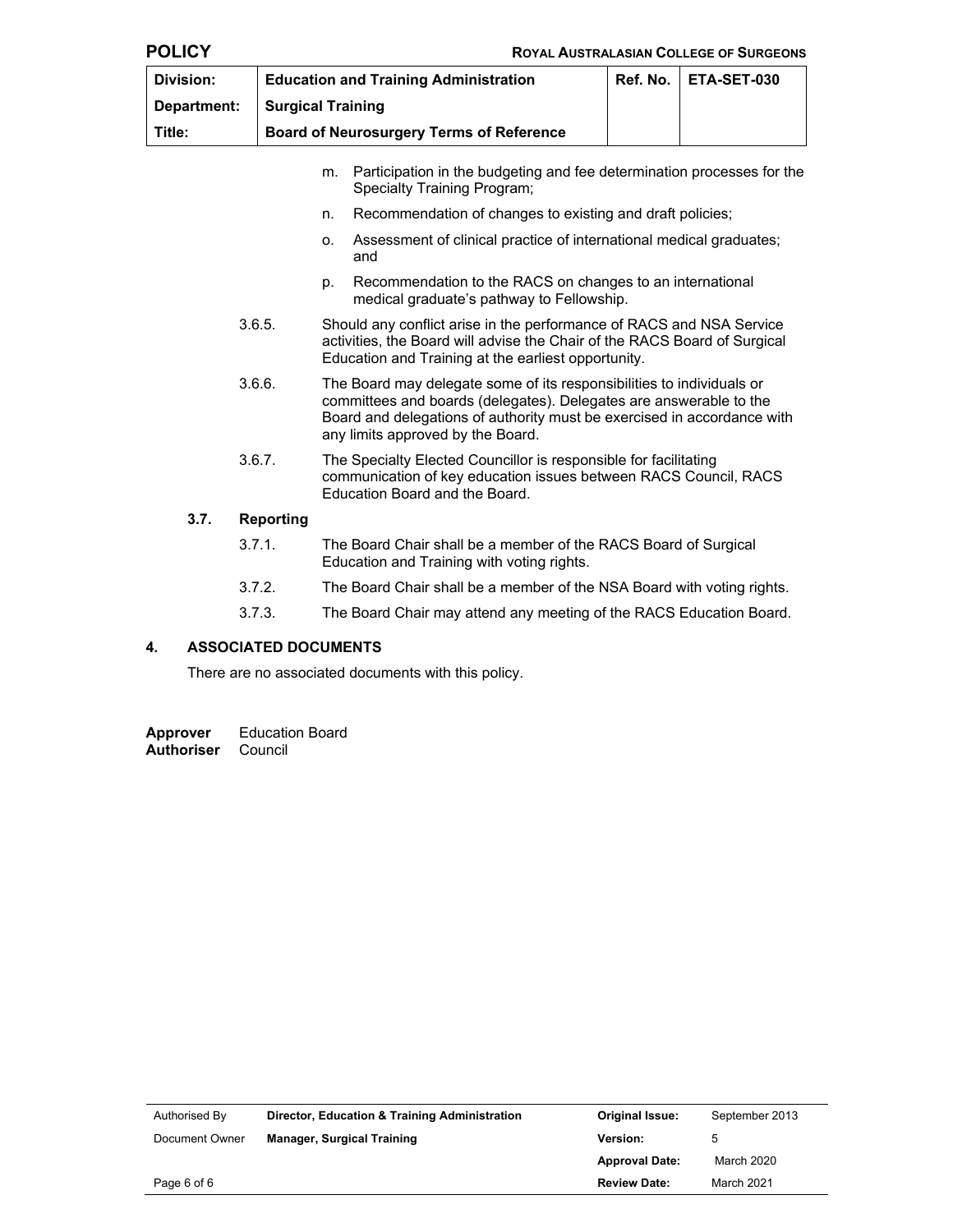m. Participation in the budgeting and fee determination processes for the Specialty Training Program;

n. Recommendation of changes to existing and draft policies;

o. Assessment of clinical practice of international medical graduates; and

p. Recommendation to the RACS on changes to an international medical graduate's pathway to Fellowship.

3.6.5. Should any conflict arise in the performance of RACS and NSA Service activities, the Board will advise the Chair of the RACS Board of Surgical Education and Training at the earliest opportunity.

3.6.6. The Board may delegate some of its responsibilities to individuals or committees and boards (delegates). Delegates are answerable to the Board and delegations of authority must be exercised in accordance with any limits approved by the Board.

3.6.7. The Specialty Elected Councillor is responsible for facilitating communication of key education issues between RACS Council, RACS Education Board and the Board.

### 3.7. Reporting

3.7.1. The Board Chair shall be a member of the RACS Board of Surgical Education and Training with voting rights.

3.7.2. The Board Chair shall be a member of the NSA Board with voting rights.

3.7.3. The Board Chair may attend any meeting of the RACS Education Board.

## 4. ASSOCIATED DOCUMENTS

There are no associated documents with this policy.

**Approver** Education Board
**Authoriser** Council